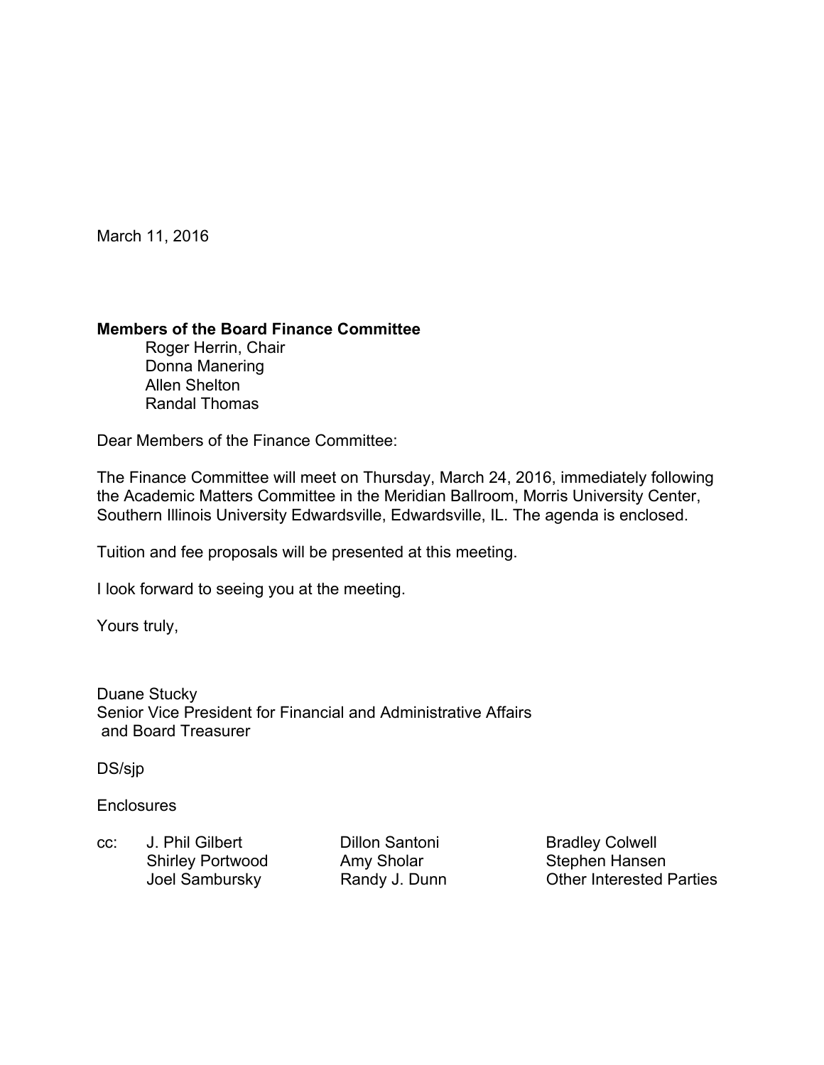March 11, 2016

**Members of the Board Finance Committee**

Roger Herrin, Chair
Donna Manering
Allen Shelton
Randal Thomas

Dear Members of the Finance Committee:

The Finance Committee will meet on Thursday, March 24, 2016, immediately following the Academic Matters Committee in the Meridian Ballroom, Morris University Center, Southern Illinois University Edwardsville, Edwardsville, IL. The agenda is enclosed.

Tuition and fee proposals will be presented at this meeting.

I look forward to seeing you at the meeting.

Yours truly,

Duane Stucky
Senior Vice President for Financial and Administrative Affairs
and Board Treasurer

DS/sjp

Enclosures

cc:
J. Phil Gilbert
Shirley Portwood
Joel Sambursky
Dillon Santoni
Amy Sholar
Randy J. Dunn
Bradley Colwell
Stephen Hansen
Other Interested Parties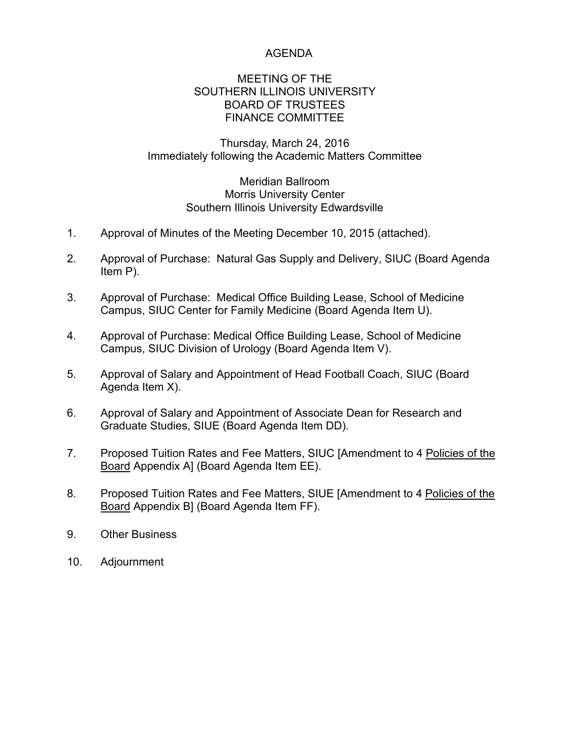# AGENDA

## MEETING OF THE SOUTHERN ILLINOIS UNIVERSITY BOARD OF TRUSTEES FINANCE COMMITTEE

Thursday, March 24, 2016
Immediately following the Academic Matters Committee

Meridian Ballroom
Morris University Center
Southern Illinois University Edwardsville

1. Approval of Minutes of the Meeting December 10, 2015 (attached).
2. Approval of Purchase: Natural Gas Supply and Delivery, SIUC (Board Agenda Item P).
3. Approval of Purchase: Medical Office Building Lease, School of Medicine Campus, SIUC Center for Family Medicine (Board Agenda Item U).
4. Approval of Purchase: Medical Office Building Lease, School of Medicine Campus, SIUC Division of Urology (Board Agenda Item V).
5. Approval of Salary and Appointment of Head Football Coach, SIUC (Board Agenda Item X).
6. Approval of Salary and Appointment of Associate Dean for Research and Graduate Studies, SIUE (Board Agenda Item DD).
7. Proposed Tuition Rates and Fee Matters, SIUC [Amendment to 4 Policies of the Board Appendix A] (Board Agenda Item EE).
8. Proposed Tuition Rates and Fee Matters, SIUE [Amendment to 4 Policies of the Board Appendix B] (Board Agenda Item FF).
9. Other Business
10. Adjournment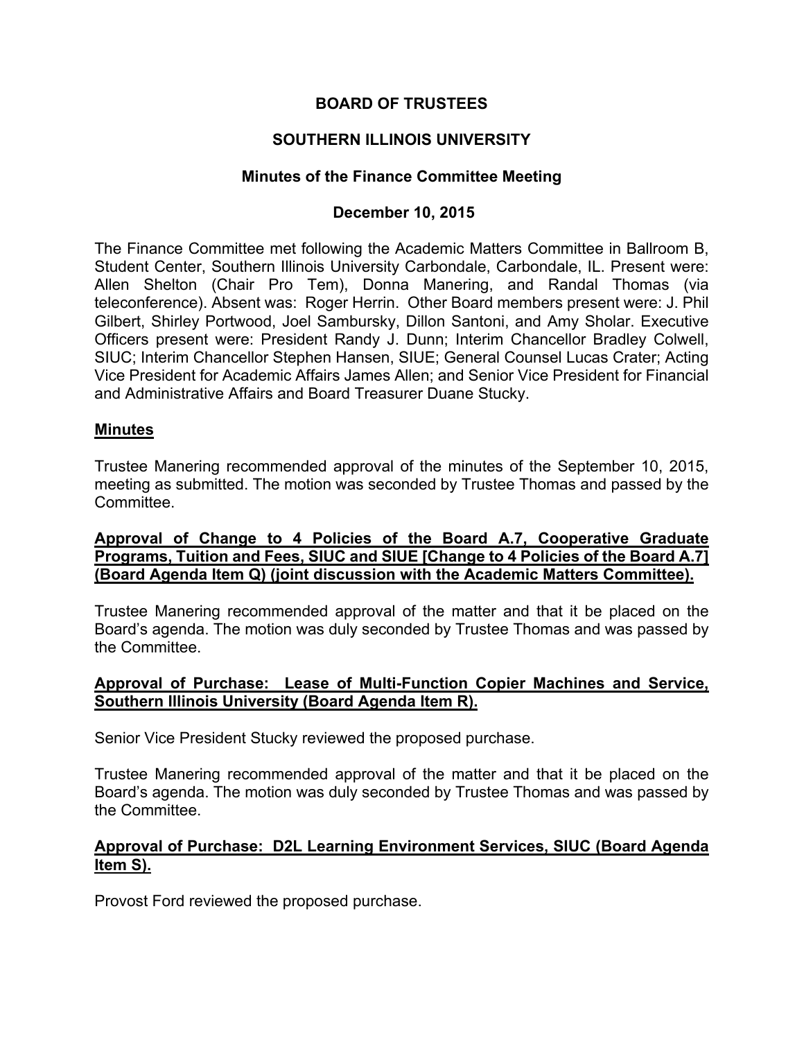**BOARD OF TRUSTEES**

**SOUTHERN ILLINOIS UNIVERSITY**

**Minutes of the Finance Committee Meeting**

**December 10, 2015**

The Finance Committee met following the Academic Matters Committee in Ballroom B, Student Center, Southern Illinois University Carbondale, Carbondale, IL. Present were: Allen Shelton (Chair Pro Tem), Donna Manering, and Randal Thomas (via teleconference). Absent was: Roger Herrin. Other Board members present were: J. Phil Gilbert, Shirley Portwood, Joel Sambursky, Dillon Santoni, and Amy Sholar. Executive Officers present were: President Randy J. Dunn; Interim Chancellor Bradley Colwell, SIUC; Interim Chancellor Stephen Hansen, SIUE; General Counsel Lucas Crater; Acting Vice President for Academic Affairs James Allen; and Senior Vice President for Financial and Administrative Affairs and Board Treasurer Duane Stucky.

**Minutes**

Trustee Manering recommended approval of the minutes of the September 10, 2015, meeting as submitted. The motion was seconded by Trustee Thomas and passed by the Committee.

**Approval of Change to 4 Policies of the Board A.7, Cooperative Graduate Programs, Tuition and Fees, SIUC and SIUE [Change to 4 Policies of the Board A.7] (Board Agenda Item Q) (joint discussion with the Academic Matters Committee).**

Trustee Manering recommended approval of the matter and that it be placed on the Board's agenda. The motion was duly seconded by Trustee Thomas and was passed by the Committee.

**Approval of Purchase: Lease of Multi-Function Copier Machines and Service, Southern Illinois University (Board Agenda Item R).**

Senior Vice President Stucky reviewed the proposed purchase.

Trustee Manering recommended approval of the matter and that it be placed on the Board's agenda. The motion was duly seconded by Trustee Thomas and was passed by the Committee.

**Approval of Purchase: D2L Learning Environment Services, SIUC (Board Agenda Item S).**

Provost Ford reviewed the proposed purchase.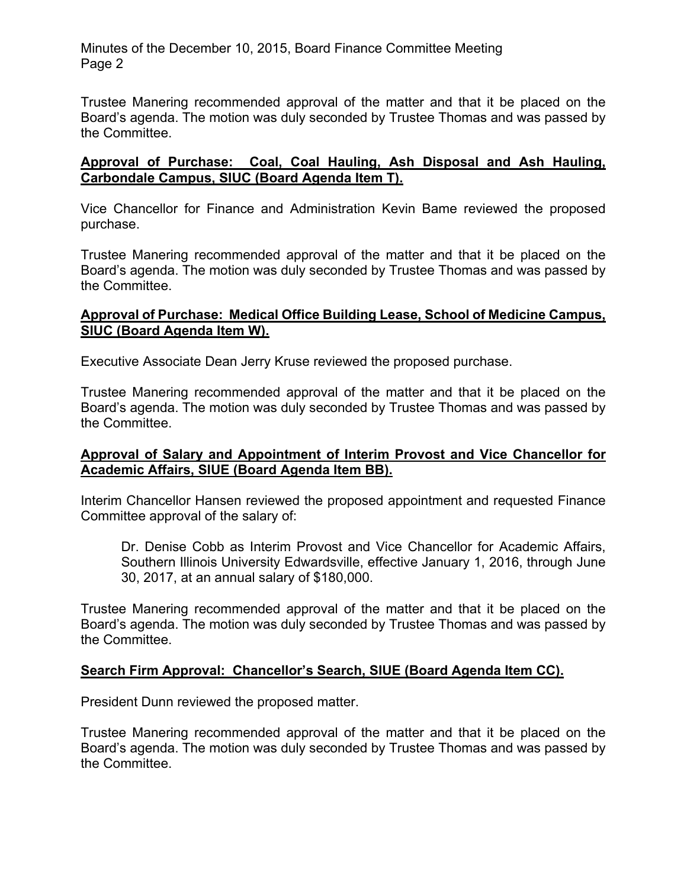Trustee Manering recommended approval of the matter and that it be placed on the Board's agenda. The motion was duly seconded by Trustee Thomas and was passed by the Committee.

**Approval of Purchase: Coal, Coal Hauling, Ash Disposal and Ash Hauling, Carbondale Campus, SIUC (Board Agenda Item T).**

Vice Chancellor for Finance and Administration Kevin Bame reviewed the proposed purchase.

Trustee Manering recommended approval of the matter and that it be placed on the Board's agenda. The motion was duly seconded by Trustee Thomas and was passed by the Committee.

**Approval of Purchase: Medical Office Building Lease, School of Medicine Campus, SIUC (Board Agenda Item W).**

Executive Associate Dean Jerry Kruse reviewed the proposed purchase.

Trustee Manering recommended approval of the matter and that it be placed on the Board's agenda. The motion was duly seconded by Trustee Thomas and was passed by the Committee.

**Approval of Salary and Appointment of Interim Provost and Vice Chancellor for Academic Affairs, SIUE (Board Agenda Item BB).**

Interim Chancellor Hansen reviewed the proposed appointment and requested Finance Committee approval of the salary of:

> Dr. Denise Cobb as Interim Provost and Vice Chancellor for Academic Affairs, Southern Illinois University Edwardsville, effective January 1, 2016, through June 30, 2017, at an annual salary of $180,000.

Trustee Manering recommended approval of the matter and that it be placed on the Board's agenda. The motion was duly seconded by Trustee Thomas and was passed by the Committee.

**Search Firm Approval: Chancellor's Search, SIUE (Board Agenda Item CC).**

President Dunn reviewed the proposed matter.

Trustee Manering recommended approval of the matter and that it be placed on the Board's agenda. The motion was duly seconded by Trustee Thomas and was passed by the Committee.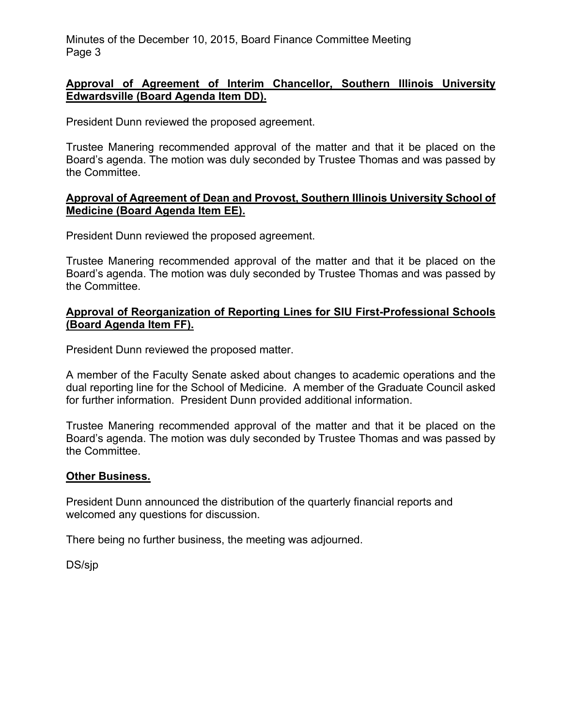**Approval of Agreement of Interim Chancellor, Southern Illinois University Edwardsville (Board Agenda Item DD).**

President Dunn reviewed the proposed agreement.

Trustee Manering recommended approval of the matter and that it be placed on the Board's agenda. The motion was duly seconded by Trustee Thomas and was passed by the Committee.

**Approval of Agreement of Dean and Provost, Southern Illinois University School of Medicine (Board Agenda Item EE).**

President Dunn reviewed the proposed agreement.

Trustee Manering recommended approval of the matter and that it be placed on the Board's agenda. The motion was duly seconded by Trustee Thomas and was passed by the Committee.

**Approval of Reorganization of Reporting Lines for SIU First-Professional Schools (Board Agenda Item FF).**

President Dunn reviewed the proposed matter.

A member of the Faculty Senate asked about changes to academic operations and the dual reporting line for the School of Medicine. A member of the Graduate Council asked for further information. President Dunn provided additional information.

Trustee Manering recommended approval of the matter and that it be placed on the Board's agenda. The motion was duly seconded by Trustee Thomas and was passed by the Committee.

**Other Business.**

President Dunn announced the distribution of the quarterly financial reports and welcomed any questions for discussion.

There being no further business, the meeting was adjourned.

DS/sjp